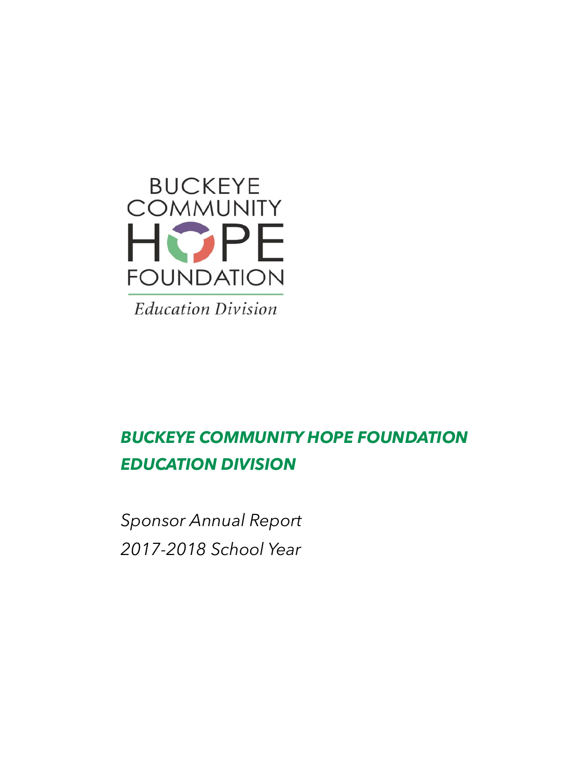BUCKEYE COMMUNITY HOPE FOUNDATION

*Education Division*

# *BUCKEYE COMMUNITY HOPE FOUNDATION EDUCATION DIVISION*

*Sponsor Annual Report*

*2017-2018 School Year*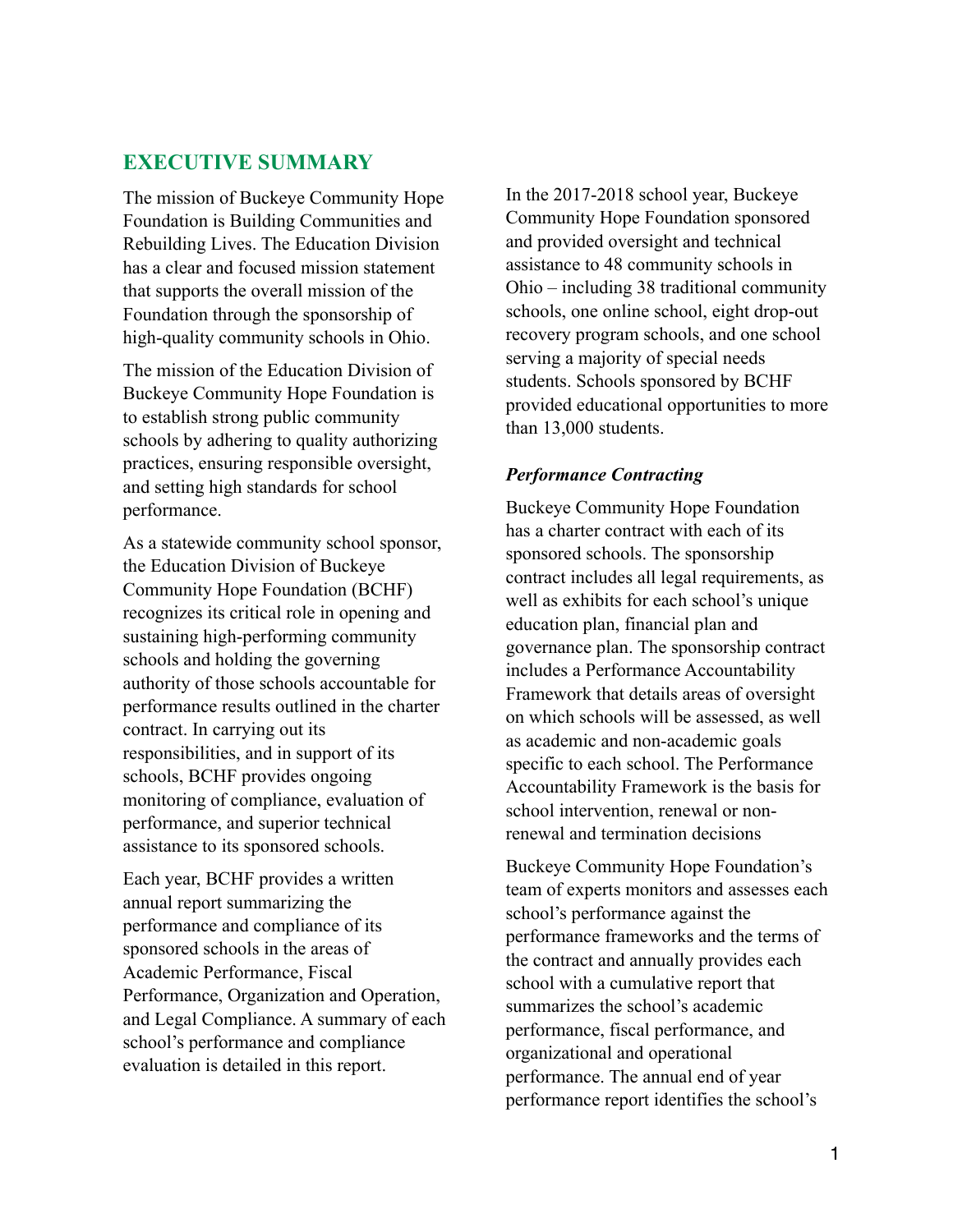## EXECUTIVE SUMMARY

The mission of Buckeye Community Hope Foundation is Building Communities and Rebuilding Lives. The Education Division has a clear and focused mission statement that supports the overall mission of the Foundation through the sponsorship of high-quality community schools in Ohio.

The mission of the Education Division of Buckeye Community Hope Foundation is to establish strong public community schools by adhering to quality authorizing practices, ensuring responsible oversight, and setting high standards for school performance.

As a statewide community school sponsor, the Education Division of Buckeye Community Hope Foundation (BCHF) recognizes its critical role in opening and sustaining high-performing community schools and holding the governing authority of those schools accountable for performance results outlined in the charter contract. In carrying out its responsibilities, and in support of its schools, BCHF provides ongoing monitoring of compliance, evaluation of performance, and superior technical assistance to its sponsored schools.

Each year, BCHF provides a written annual report summarizing the performance and compliance of its sponsored schools in the areas of Academic Performance, Fiscal Performance, Organization and Operation, and Legal Compliance. A summary of each school's performance and compliance evaluation is detailed in this report.

In the 2017-2018 school year, Buckeye Community Hope Foundation sponsored and provided oversight and technical assistance to 48 community schools in Ohio – including 38 traditional community schools, one online school, eight drop-out recovery program schools, and one school serving a majority of special needs students. Schools sponsored by BCHF provided educational opportunities to more than 13,000 students.

### *Performance Contracting*

Buckeye Community Hope Foundation has a charter contract with each of its sponsored schools. The sponsorship contract includes all legal requirements, as well as exhibits for each school's unique education plan, financial plan and governance plan. The sponsorship contract includes a Performance Accountability Framework that details areas of oversight on which schools will be assessed, as well as academic and non-academic goals specific to each school. The Performance Accountability Framework is the basis for school intervention, renewal or non-renewal and termination decisions

Buckeye Community Hope Foundation's team of experts monitors and assesses each school's performance against the performance frameworks and the terms of the contract and annually provides each school with a cumulative report that summarizes the school's academic performance, fiscal performance, and organizational and operational performance. The annual end of year performance report identifies the school's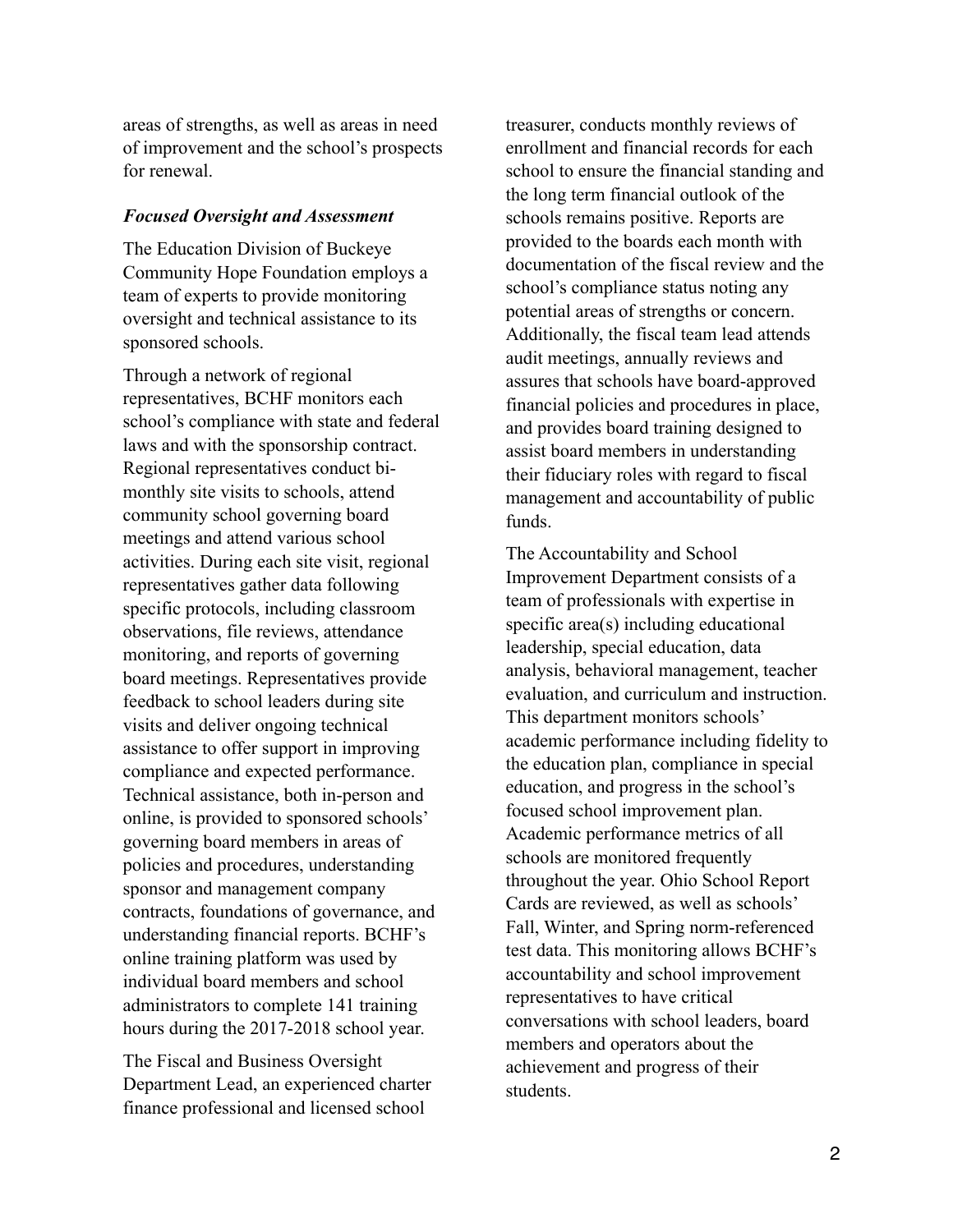areas of strengths, as well as areas in need of improvement and the school's prospects for renewal.

### *Focused Oversight and Assessment*

The Education Division of Buckeye Community Hope Foundation employs a team of experts to provide monitoring oversight and technical assistance to its sponsored schools.

Through a network of regional representatives, BCHF monitors each school's compliance with state and federal laws and with the sponsorship contract. Regional representatives conduct bi-monthly site visits to schools, attend community school governing board meetings and attend various school activities. During each site visit, regional representatives gather data following specific protocols, including classroom observations, file reviews, attendance monitoring, and reports of governing board meetings. Representatives provide feedback to school leaders during site visits and deliver ongoing technical assistance to offer support in improving compliance and expected performance. Technical assistance, both in-person and online, is provided to sponsored schools' governing board members in areas of policies and procedures, understanding sponsor and management company contracts, foundations of governance, and understanding financial reports. BCHF's online training platform was used by individual board members and school administrators to complete 141 training hours during the 2017-2018 school year.

The Fiscal and Business Oversight Department Lead, an experienced charter finance professional and licensed school treasurer, conducts monthly reviews of enrollment and financial records for each school to ensure the financial standing and the long term financial outlook of the schools remains positive. Reports are provided to the boards each month with documentation of the fiscal review and the school's compliance status noting any potential areas of strengths or concern. Additionally, the fiscal team lead attends audit meetings, annually reviews and assures that schools have board-approved financial policies and procedures in place, and provides board training designed to assist board members in understanding their fiduciary roles with regard to fiscal management and accountability of public funds.

The Accountability and School Improvement Department consists of a team of professionals with expertise in specific area(s) including educational leadership, special education, data analysis, behavioral management, teacher evaluation, and curriculum and instruction. This department monitors schools' academic performance including fidelity to the education plan, compliance in special education, and progress in the school's focused school improvement plan. Academic performance metrics of all schools are monitored frequently throughout the year. Ohio School Report Cards are reviewed, as well as schools' Fall, Winter, and Spring norm-referenced test data. This monitoring allows BCHF's accountability and school improvement representatives to have critical conversations with school leaders, board members and operators about the achievement and progress of their students.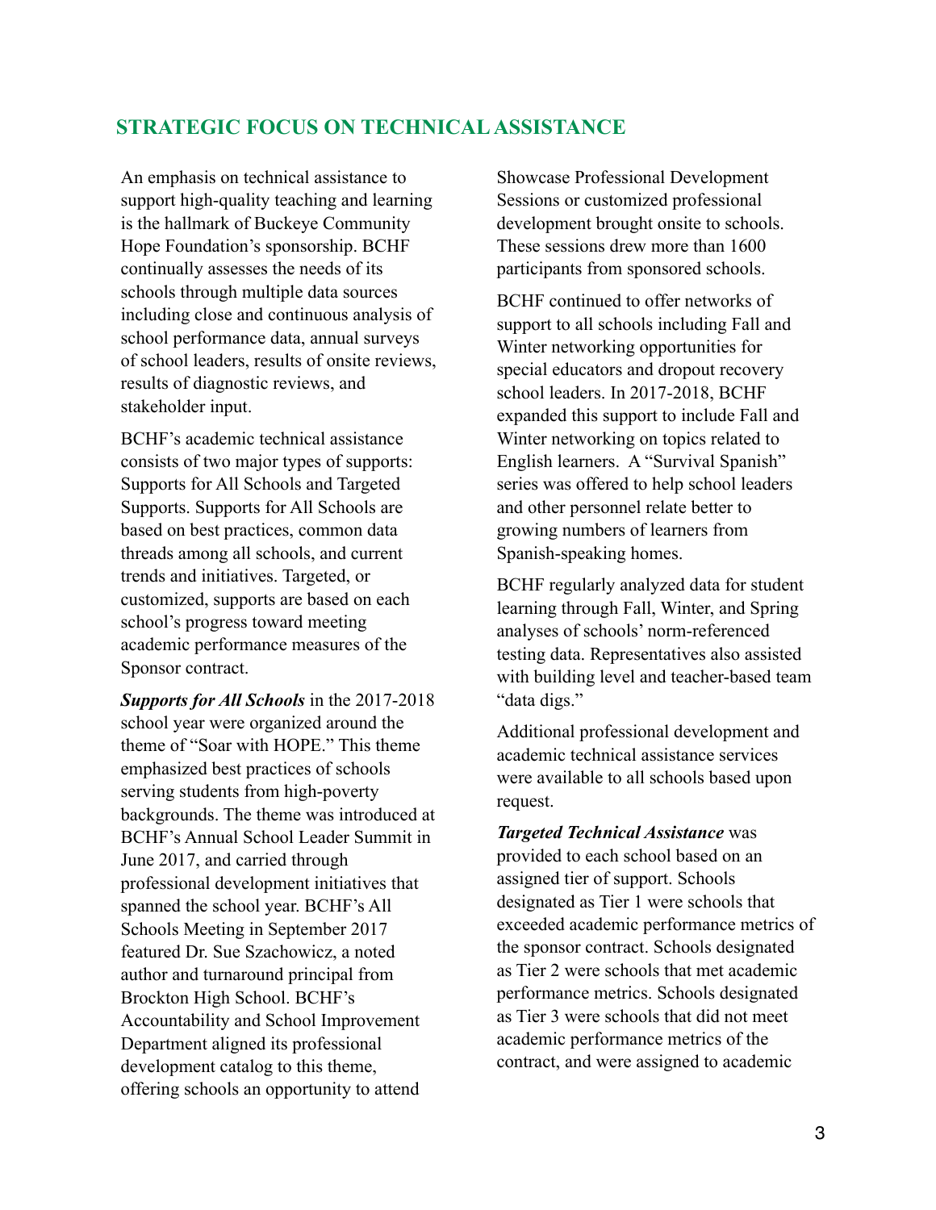## STRATEGIC FOCUS ON TECHNICAL ASSISTANCE

An emphasis on technical assistance to support high-quality teaching and learning is the hallmark of Buckeye Community Hope Foundation's sponsorship. BCHF continually assesses the needs of its schools through multiple data sources including close and continuous analysis of school performance data, annual surveys of school leaders, results of onsite reviews, results of diagnostic reviews, and stakeholder input.

BCHF's academic technical assistance consists of two major types of supports: Supports for All Schools and Targeted Supports. Supports for All Schools are based on best practices, common data threads among all schools, and current trends and initiatives. Targeted, or customized, supports are based on each school's progress toward meeting academic performance measures of the Sponsor contract.

***Supports for All Schools*** in the 2017-2018 school year were organized around the theme of "Soar with HOPE." This theme emphasized best practices of schools serving students from high-poverty backgrounds. The theme was introduced at BCHF's Annual School Leader Summit in June 2017, and carried through professional development initiatives that spanned the school year. BCHF's All Schools Meeting in September 2017 featured Dr. Sue Szachowicz, a noted author and turnaround principal from Brockton High School. BCHF's Accountability and School Improvement Department aligned its professional development catalog to this theme, offering schools an opportunity to attend Showcase Professional Development Sessions or customized professional development brought onsite to schools. These sessions drew more than 1600 participants from sponsored schools.

BCHF continued to offer networks of support to all schools including Fall and Winter networking opportunities for special educators and dropout recovery school leaders. In 2017-2018, BCHF expanded this support to include Fall and Winter networking on topics related to English learners. A "Survival Spanish" series was offered to help school leaders and other personnel relate better to growing numbers of learners from Spanish-speaking homes.

BCHF regularly analyzed data for student learning through Fall, Winter, and Spring analyses of schools' norm-referenced testing data. Representatives also assisted with building level and teacher-based team "data digs."

Additional professional development and academic technical assistance services were available to all schools based upon request.

***Targeted Technical Assistance*** was provided to each school based on an assigned tier of support. Schools designated as Tier 1 were schools that exceeded academic performance metrics of the sponsor contract. Schools designated as Tier 2 were schools that met academic performance metrics. Schools designated as Tier 3 were schools that did not meet academic performance metrics of the contract, and were assigned to academic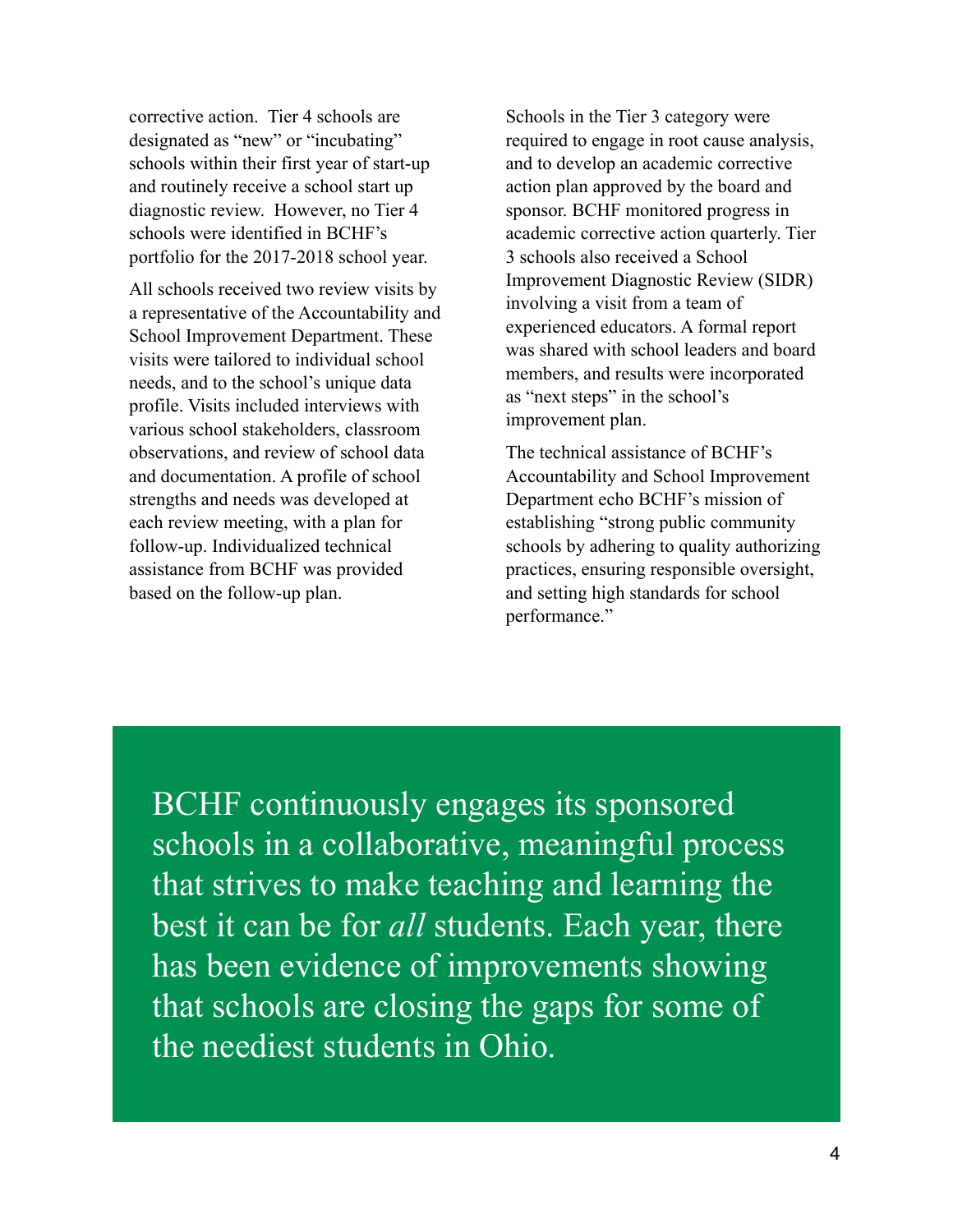corrective action. Tier 4 schools are designated as "new" or "incubating" schools within their first year of start-up and routinely receive a school start up diagnostic review. However, no Tier 4 schools were identified in BCHF's portfolio for the 2017-2018 school year.

All schools received two review visits by a representative of the Accountability and School Improvement Department. These visits were tailored to individual school needs, and to the school's unique data profile. Visits included interviews with various school stakeholders, classroom observations, and review of school data and documentation. A profile of school strengths and needs was developed at each review meeting, with a plan for follow-up. Individualized technical assistance from BCHF was provided based on the follow-up plan.

Schools in the Tier 3 category were required to engage in root cause analysis, and to develop an academic corrective action plan approved by the board and sponsor. BCHF monitored progress in academic corrective action quarterly. Tier 3 schools also received a School Improvement Diagnostic Review (SIDR) involving a visit from a team of experienced educators. A formal report was shared with school leaders and board members, and results were incorporated as "next steps" in the school's improvement plan.

The technical assistance of BCHF's Accountability and School Improvement Department echo BCHF's mission of establishing "strong public community schools by adhering to quality authorizing practices, ensuring responsible oversight, and setting high standards for school performance."

BCHF continuously engages its sponsored schools in a collaborative, meaningful process that strives to make teaching and learning the best it can be for *all* students. Each year, there has been evidence of improvements showing that schools are closing the gaps for some of the neediest students in Ohio.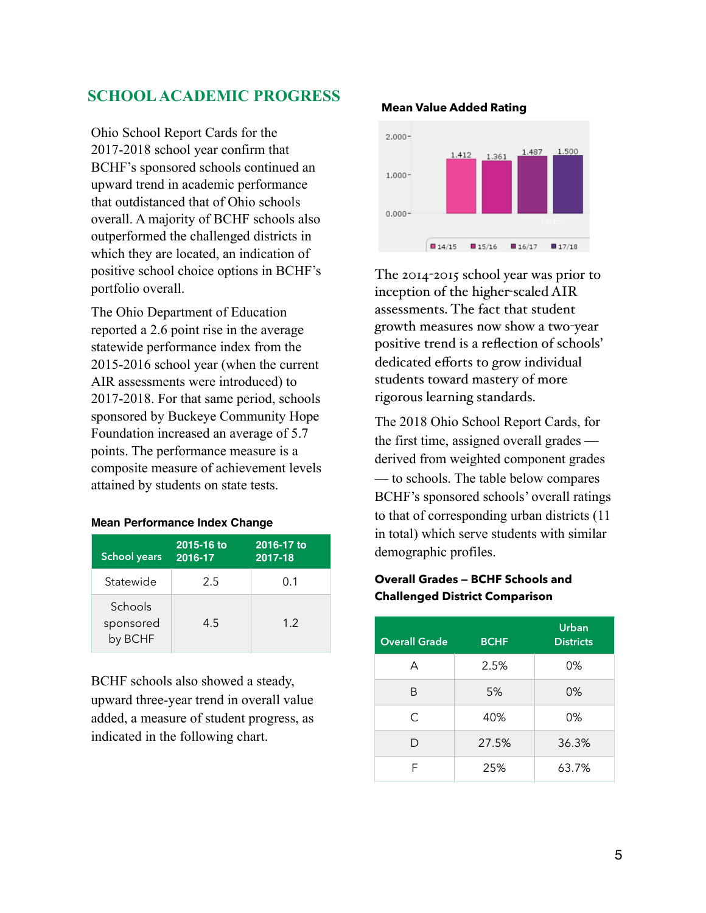## SCHOOL ACADEMIC PROGRESS

Ohio School Report Cards for the 2017-2018 school year confirm that BCHF's sponsored schools continued an upward trend in academic performance that outdistanced that of Ohio schools overall. A majority of BCHF schools also outperformed the challenged districts in which they are located, an indication of positive school choice options in BCHF's portfolio overall.

The Ohio Department of Education reported a 2.6 point rise in the average statewide performance index from the 2015-2016 school year (when the current AIR assessments were introduced) to 2017-2018. For that same period, schools sponsored by Buckeye Community Hope Foundation increased an average of 5.7 points. The performance measure is a composite measure of achievement levels attained by students on state tests.

**Mean Performance Index Change**

| School years | 2015-16 to 2016-17 | 2016-17 to 2017-18 |
|---|---|---|
| Statewide | 2.5 | 0.1 |
| Schools sponsored by BCHF | 4.5 | 1.2 |

BCHF schools also showed a steady, upward three-year trend in overall value added, a measure of student progress, as indicated in the following chart.

**Mean Value Added Rating**

| Year | Rating |
|---|---|
| 14/15 | 1.412 |
| 15/16 | 1.361 |
| 16/17 | 1.487 |
| 17/18 | 1.500 |

The 2014-2015 school year was prior to inception of the higher-scaled AIR assessments. The fact that student growth measures now show a two-year positive trend is a reflection of schools' dedicated efforts to grow individual students toward mastery of more rigorous learning standards.

The 2018 Ohio School Report Cards, for the first time, assigned overall grades — derived from weighted component grades — to schools. The table below compares BCHF's sponsored schools' overall ratings to that of corresponding urban districts (11 in total) which serve students with similar demographic profiles.

**Overall Grades – BCHF Schools and Challenged District Comparison**

| Overall Grade | BCHF | Urban Districts |
|---|---|---|
| A | 2.5% | 0% |
| B | 5% | 0% |
| C | 40% | 0% |
| D | 27.5% | 36.3% |
| F | 25% | 63.7% |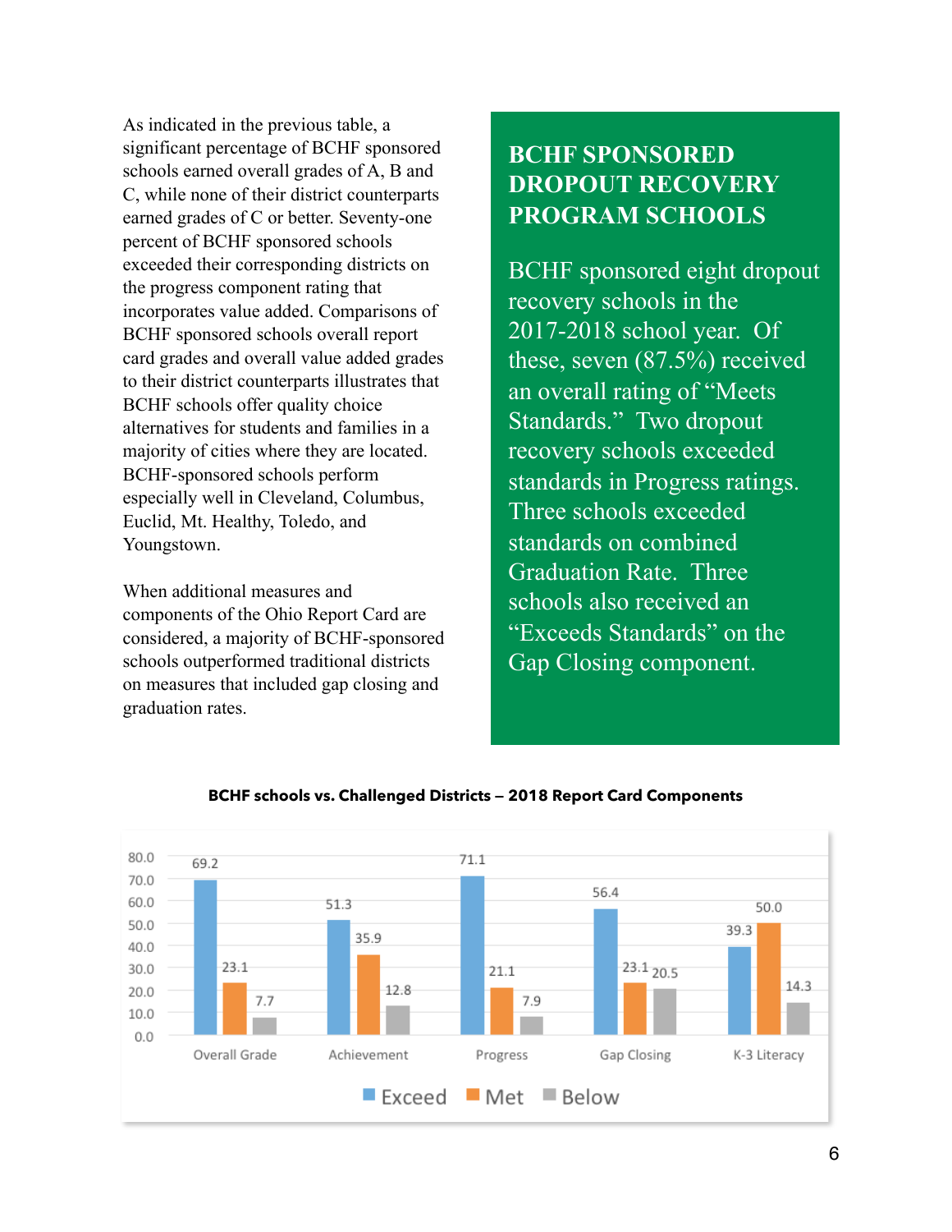As indicated in the previous table, a significant percentage of BCHF sponsored schools earned overall grades of A, B and C, while none of their district counterparts earned grades of C or better. Seventy-one percent of BCHF sponsored schools exceeded their corresponding districts on the progress component rating that incorporates value added. Comparisons of BCHF sponsored schools overall report card grades and overall value added grades to their district counterparts illustrates that BCHF schools offer quality choice alternatives for students and families in a majority of cities where they are located. BCHF-sponsored schools perform especially well in Cleveland, Columbus, Euclid, Mt. Healthy, Toledo, and Youngstown.

When additional measures and components of the Ohio Report Card are considered, a majority of BCHF-sponsored schools outperformed traditional districts on measures that included gap closing and graduation rates.

## BCHF SPONSORED DROPOUT RECOVERY PROGRAM SCHOOLS

BCHF sponsored eight dropout recovery schools in the 2017-2018 school year. Of these, seven (87.5%) received an overall rating of "Meets Standards." Two dropout recovery schools exceeded standards in Progress ratings. Three schools exceeded standards on combined Graduation Rate. Three schools also received an "Exceeds Standards" on the Gap Closing component.

**BCHF schools vs. Challenged Districts — 2018 Report Card Components**

| | Exceed | Met | Below |
|---|---|---|---|
| Overall Grade | 69.2 | 23.1 | 7.7 |
| Achievement | 51.3 | 35.9 | 12.8 |
| Progress | 71.1 | 21.1 | 7.9 |
| Gap Closing | 56.4 | 23.1 | 20.5 |
| K-3 Literacy | 39.3 | 50.0 | 14.3 |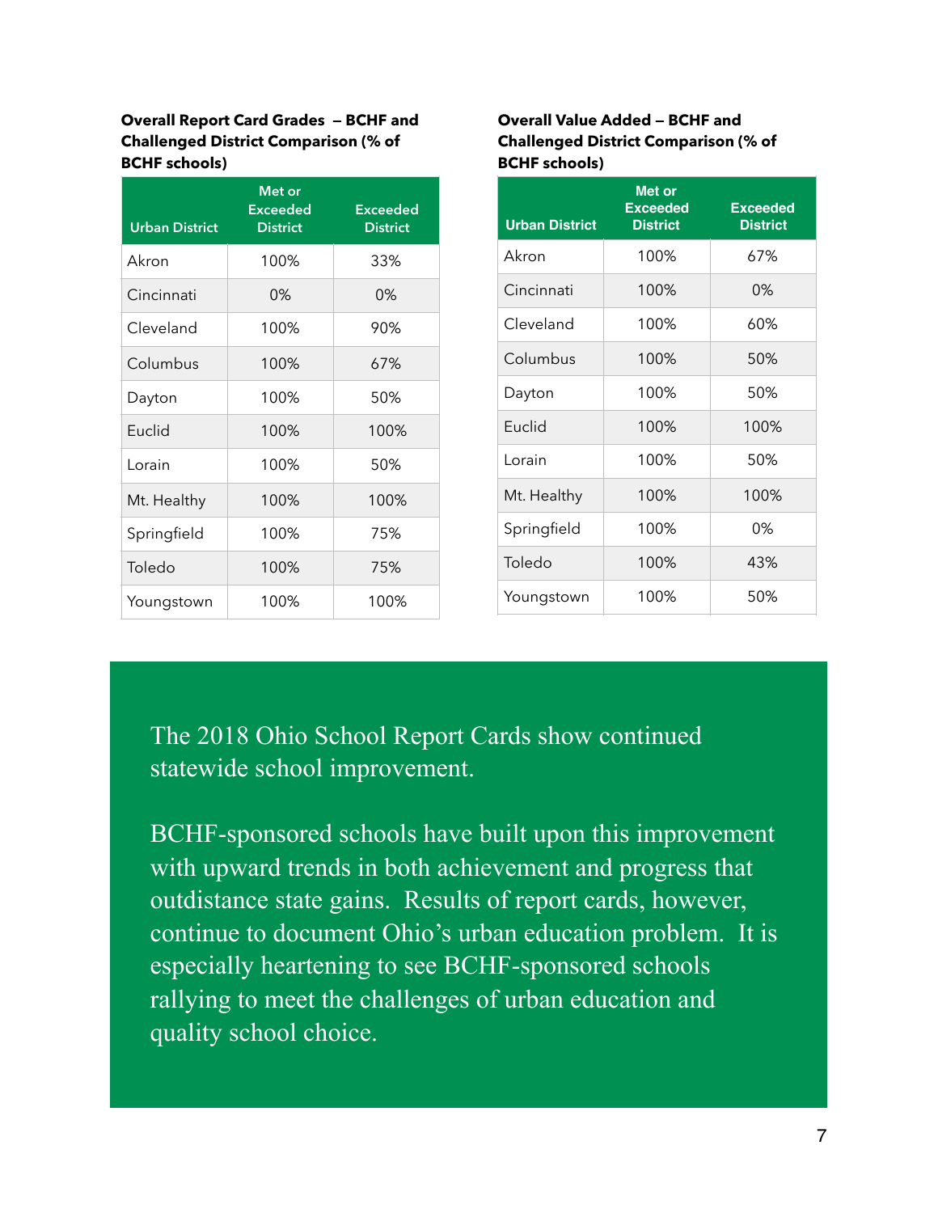**Overall Report Card Grades – BCHF and Challenged District Comparison (% of BCHF schools)**

| Urban District | Met or Exceeded District | Exceeded District |
|---|---|---|
| Akron | 100% | 33% |
| Cincinnati | 0% | 0% |
| Cleveland | 100% | 90% |
| Columbus | 100% | 67% |
| Dayton | 100% | 50% |
| Euclid | 100% | 100% |
| Lorain | 100% | 50% |
| Mt. Healthy | 100% | 100% |
| Springfield | 100% | 75% |
| Toledo | 100% | 75% |
| Youngstown | 100% | 100% |

**Overall Value Added – BCHF and Challenged District Comparison (% of BCHF schools)**

| Urban District | Met or Exceeded District | Exceeded District |
|---|---|---|
| Akron | 100% | 67% |
| Cincinnati | 100% | 0% |
| Cleveland | 100% | 60% |
| Columbus | 100% | 50% |
| Dayton | 100% | 50% |
| Euclid | 100% | 100% |
| Lorain | 100% | 50% |
| Mt. Healthy | 100% | 100% |
| Springfield | 100% | 0% |
| Toledo | 100% | 43% |
| Youngstown | 100% | 50% |

The 2018 Ohio School Report Cards show continued statewide school improvement.

BCHF-sponsored schools have built upon this improvement with upward trends in both achievement and progress that outdistance state gains. Results of report cards, however, continue to document Ohio's urban education problem. It is especially heartening to see BCHF-sponsored schools rallying to meet the challenges of urban education and quality school choice.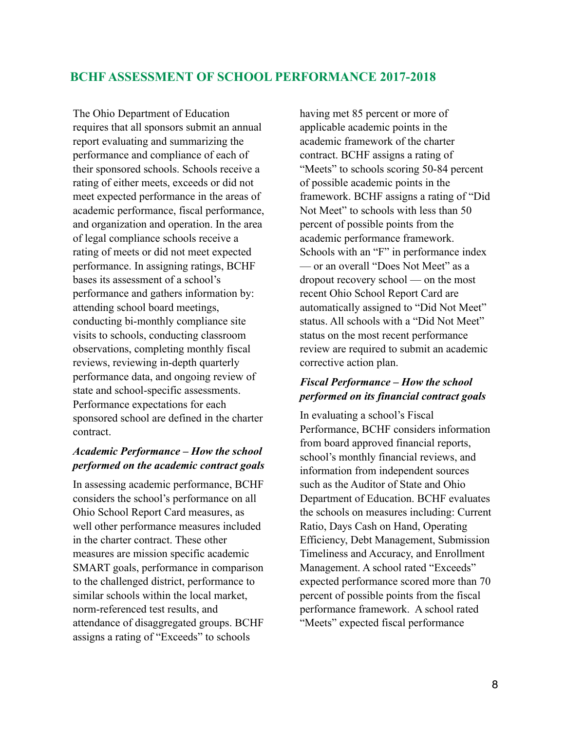## BCHF ASSESSMENT OF SCHOOL PERFORMANCE 2017-2018

The Ohio Department of Education requires that all sponsors submit an annual report evaluating and summarizing the performance and compliance of each of their sponsored schools. Schools receive a rating of either meets, exceeds or did not meet expected performance in the areas of academic performance, fiscal performance, and organization and operation. In the area of legal compliance schools receive a rating of meets or did not meet expected performance. In assigning ratings, BCHF bases its assessment of a school's performance and gathers information by: attending school board meetings, conducting bi-monthly compliance site visits to schools, conducting classroom observations, completing monthly fiscal reviews, reviewing in-depth quarterly performance data, and ongoing review of state and school-specific assessments. Performance expectations for each sponsored school are defined in the charter contract.

### *Academic Performance – How the school performed on the academic contract goals*

In assessing academic performance, BCHF considers the school's performance on all Ohio School Report Card measures, as well other performance measures included in the charter contract. These other measures are mission specific academic SMART goals, performance in comparison to the challenged district, performance to similar schools within the local market, norm-referenced test results, and attendance of disaggregated groups. BCHF assigns a rating of "Exceeds" to schools having met 85 percent or more of applicable academic points in the academic framework of the charter contract. BCHF assigns a rating of "Meets" to schools scoring 50-84 percent of possible academic points in the framework. BCHF assigns a rating of "Did Not Meet" to schools with less than 50 percent of possible points from the academic performance framework. Schools with an "F" in performance index — or an overall "Does Not Meet" as a dropout recovery school — on the most recent Ohio School Report Card are automatically assigned to "Did Not Meet" status. All schools with a "Did Not Meet" status on the most recent performance review are required to submit an academic corrective action plan.

### *Fiscal Performance – How the school performed on its financial contract goals*

In evaluating a school's Fiscal Performance, BCHF considers information from board approved financial reports, school's monthly financial reviews, and information from independent sources such as the Auditor of State and Ohio Department of Education. BCHF evaluates the schools on measures including: Current Ratio, Days Cash on Hand, Operating Efficiency, Debt Management, Submission Timeliness and Accuracy, and Enrollment Management. A school rated "Exceeds" expected performance scored more than 70 percent of possible points from the fiscal performance framework. A school rated "Meets" expected fiscal performance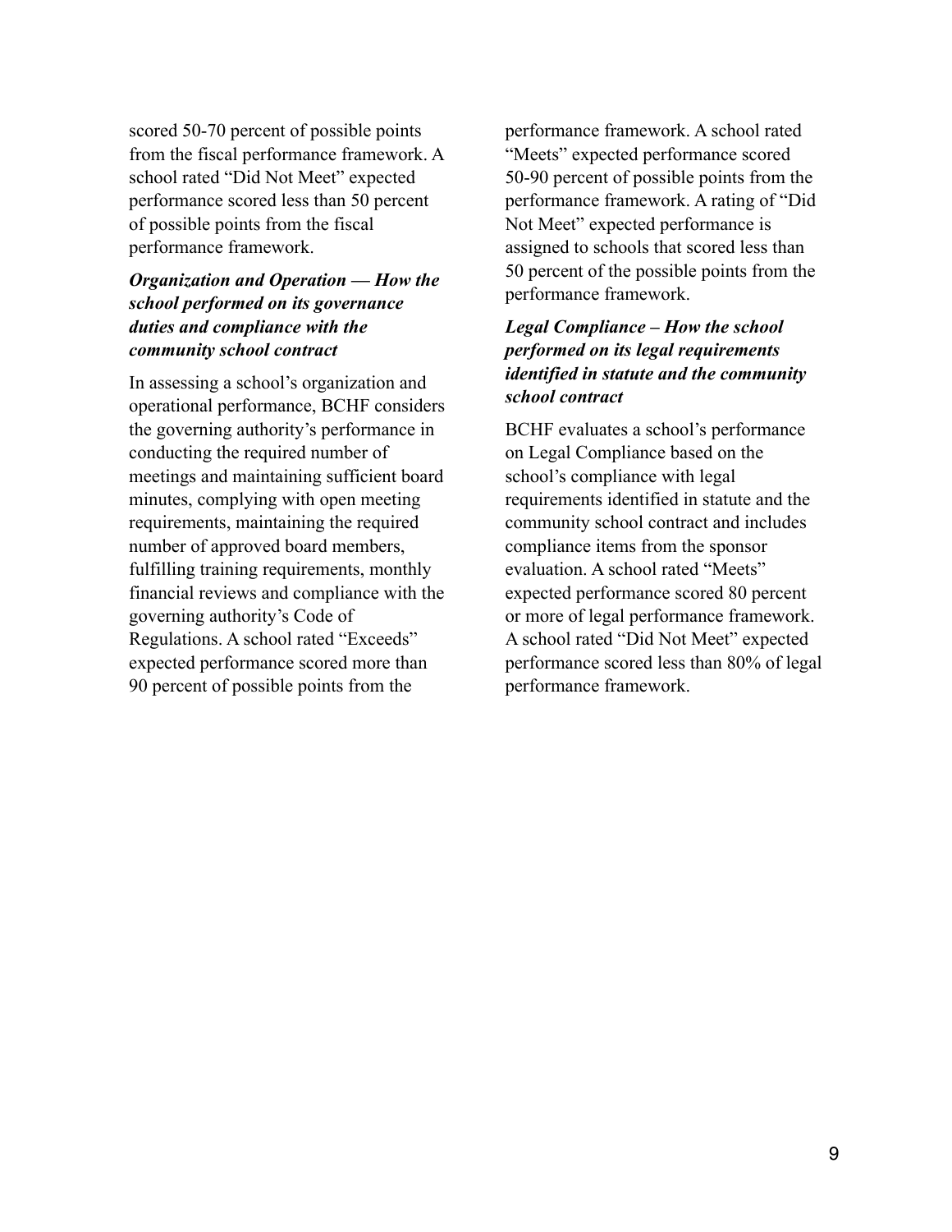scored 50-70 percent of possible points from the fiscal performance framework. A school rated “Did Not Meet” expected performance scored less than 50 percent of possible points from the fiscal performance framework.

***Organization and Operation — How the school performed on its governance duties and compliance with the community school contract***

In assessing a school’s organization and operational performance, BCHF considers the governing authority’s performance in conducting the required number of meetings and maintaining sufficient board minutes, complying with open meeting requirements, maintaining the required number of approved board members, fulfilling training requirements, monthly financial reviews and compliance with the governing authority’s Code of Regulations. A school rated “Exceeds” expected performance scored more than 90 percent of possible points from the performance framework. A school rated “Meets” expected performance scored 50-90 percent of possible points from the performance framework. A rating of “Did Not Meet” expected performance is assigned to schools that scored less than 50 percent of the possible points from the performance framework.

***Legal Compliance – How the school performed on its legal requirements identified in statute and the community school contract***

BCHF evaluates a school’s performance on Legal Compliance based on the school’s compliance with legal requirements identified in statute and the community school contract and includes compliance items from the sponsor evaluation. A school rated “Meets” expected performance scored 80 percent or more of legal performance framework. A school rated “Did Not Meet” expected performance scored less than 80% of legal performance framework.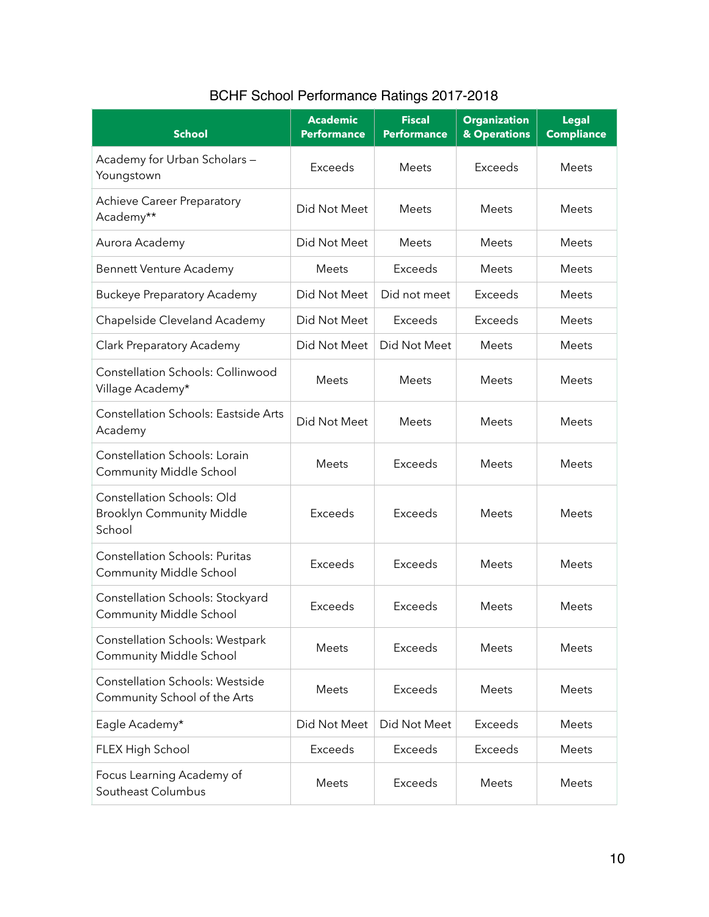BCHF School Performance Ratings 2017-2018

| School | Academic Performance | Fiscal Performance | Organization & Operations | Legal Compliance |
|---|---|---|---|---|
| Academy for Urban Scholars – Youngstown | Exceeds | Meets | Exceeds | Meets |
| Achieve Career Preparatory Academy** | Did Not Meet | Meets | Meets | Meets |
| Aurora Academy | Did Not Meet | Meets | Meets | Meets |
| Bennett Venture Academy | Meets | Exceeds | Meets | Meets |
| Buckeye Preparatory Academy | Did Not Meet | Did not meet | Exceeds | Meets |
| Chapelside Cleveland Academy | Did Not Meet | Exceeds | Exceeds | Meets |
| Clark Preparatory Academy | Did Not Meet | Did Not Meet | Meets | Meets |
| Constellation Schools: Collinwood Village Academy* | Meets | Meets | Meets | Meets |
| Constellation Schools: Eastside Arts Academy | Did Not Meet | Meets | Meets | Meets |
| Constellation Schools: Lorain Community Middle School | Meets | Exceeds | Meets | Meets |
| Constellation Schools: Old Brooklyn Community Middle School | Exceeds | Exceeds | Meets | Meets |
| Constellation Schools: Puritas Community Middle School | Exceeds | Exceeds | Meets | Meets |
| Constellation Schools: Stockyard Community Middle School | Exceeds | Exceeds | Meets | Meets |
| Constellation Schools: Westpark Community Middle School | Meets | Exceeds | Meets | Meets |
| Constellation Schools: Westside Community School of the Arts | Meets | Exceeds | Meets | Meets |
| Eagle Academy* | Did Not Meet | Did Not Meet | Exceeds | Meets |
| FLEX High School | Exceeds | Exceeds | Exceeds | Meets |
| Focus Learning Academy of Southeast Columbus | Meets | Exceeds | Meets | Meets |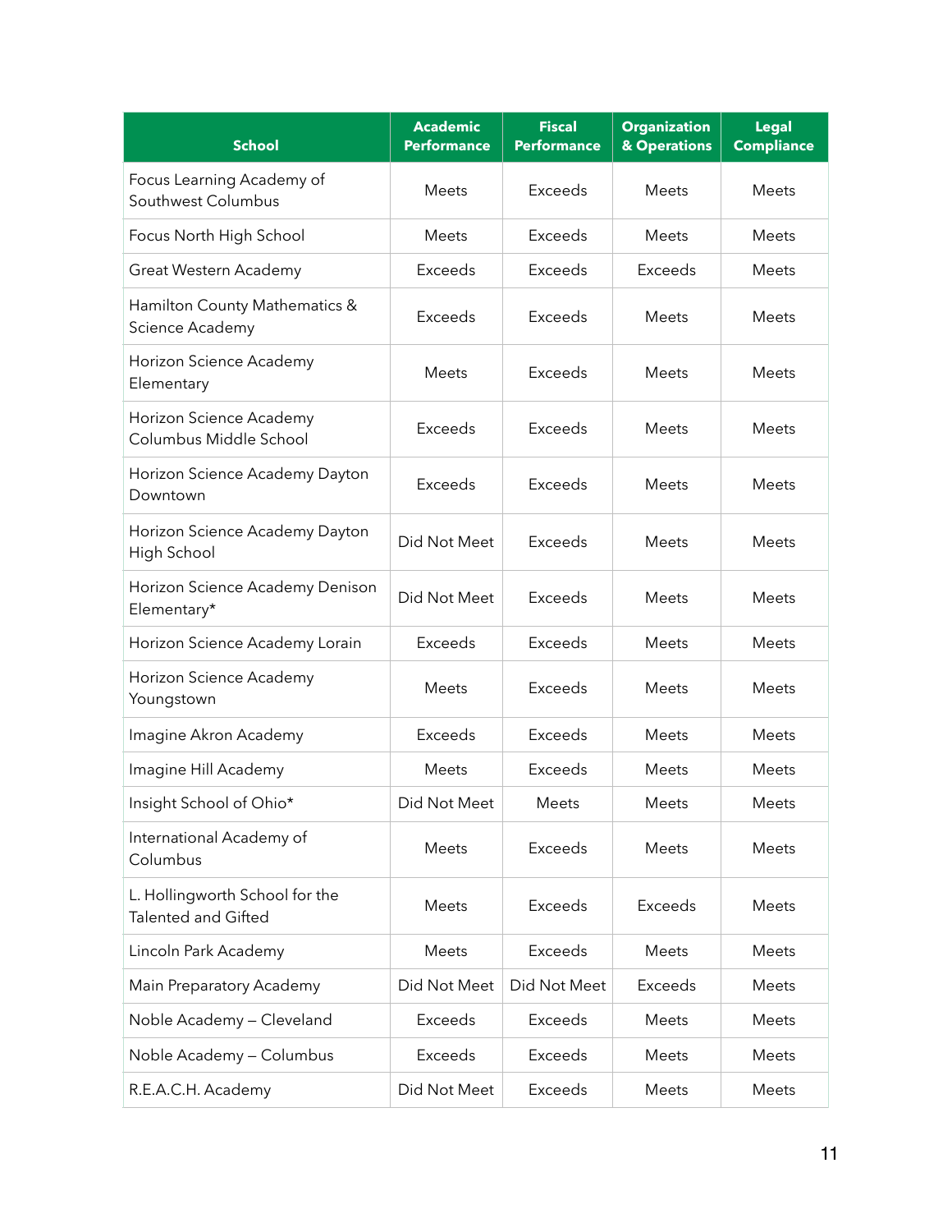| School | Academic Performance | Fiscal Performance | Organization & Operations | Legal Compliance |
|---|---|---|---|---|
| Focus Learning Academy of Southwest Columbus | Meets | Exceeds | Meets | Meets |
| Focus North High School | Meets | Exceeds | Meets | Meets |
| Great Western Academy | Exceeds | Exceeds | Exceeds | Meets |
| Hamilton County Mathematics & Science Academy | Exceeds | Exceeds | Meets | Meets |
| Horizon Science Academy Elementary | Meets | Exceeds | Meets | Meets |
| Horizon Science Academy Columbus Middle School | Exceeds | Exceeds | Meets | Meets |
| Horizon Science Academy Dayton Downtown | Exceeds | Exceeds | Meets | Meets |
| Horizon Science Academy Dayton High School | Did Not Meet | Exceeds | Meets | Meets |
| Horizon Science Academy Denison Elementary* | Did Not Meet | Exceeds | Meets | Meets |
| Horizon Science Academy Lorain | Exceeds | Exceeds | Meets | Meets |
| Horizon Science Academy Youngstown | Meets | Exceeds | Meets | Meets |
| Imagine Akron Academy | Exceeds | Exceeds | Meets | Meets |
| Imagine Hill Academy | Meets | Exceeds | Meets | Meets |
| Insight School of Ohio* | Did Not Meet | Meets | Meets | Meets |
| International Academy of Columbus | Meets | Exceeds | Meets | Meets |
| L. Hollingworth School for the Talented and Gifted | Meets | Exceeds | Exceeds | Meets |
| Lincoln Park Academy | Meets | Exceeds | Meets | Meets |
| Main Preparatory Academy | Did Not Meet | Did Not Meet | Exceeds | Meets |
| Noble Academy – Cleveland | Exceeds | Exceeds | Meets | Meets |
| Noble Academy – Columbus | Exceeds | Exceeds | Meets | Meets |
| R.E.A.C.H. Academy | Did Not Meet | Exceeds | Meets | Meets |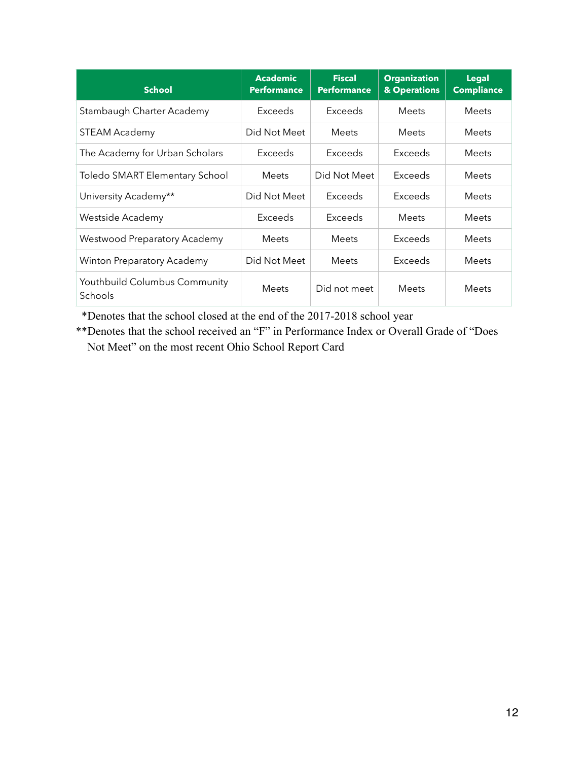| School | Academic Performance | Fiscal Performance | Organization & Operations | Legal Compliance |
|---|---|---|---|---|
| Stambaugh Charter Academy | Exceeds | Exceeds | Meets | Meets |
| STEAM Academy | Did Not Meet | Meets | Meets | Meets |
| The Academy for Urban Scholars | Exceeds | Exceeds | Exceeds | Meets |
| Toledo SMART Elementary School | Meets | Did Not Meet | Exceeds | Meets |
| University Academy** | Did Not Meet | Exceeds | Exceeds | Meets |
| Westside Academy | Exceeds | Exceeds | Meets | Meets |
| Westwood Preparatory Academy | Meets | Meets | Exceeds | Meets |
| Winton Preparatory Academy | Did Not Meet | Meets | Exceeds | Meets |
| Youthbuild Columbus Community Schools | Meets | Did not meet | Meets | Meets |

*Denotes that the school closed at the end of the 2017-2018 school year

**Denotes that the school received an "F" in Performance Index or Overall Grade of "Does Not Meet" on the most recent Ohio School Report Card